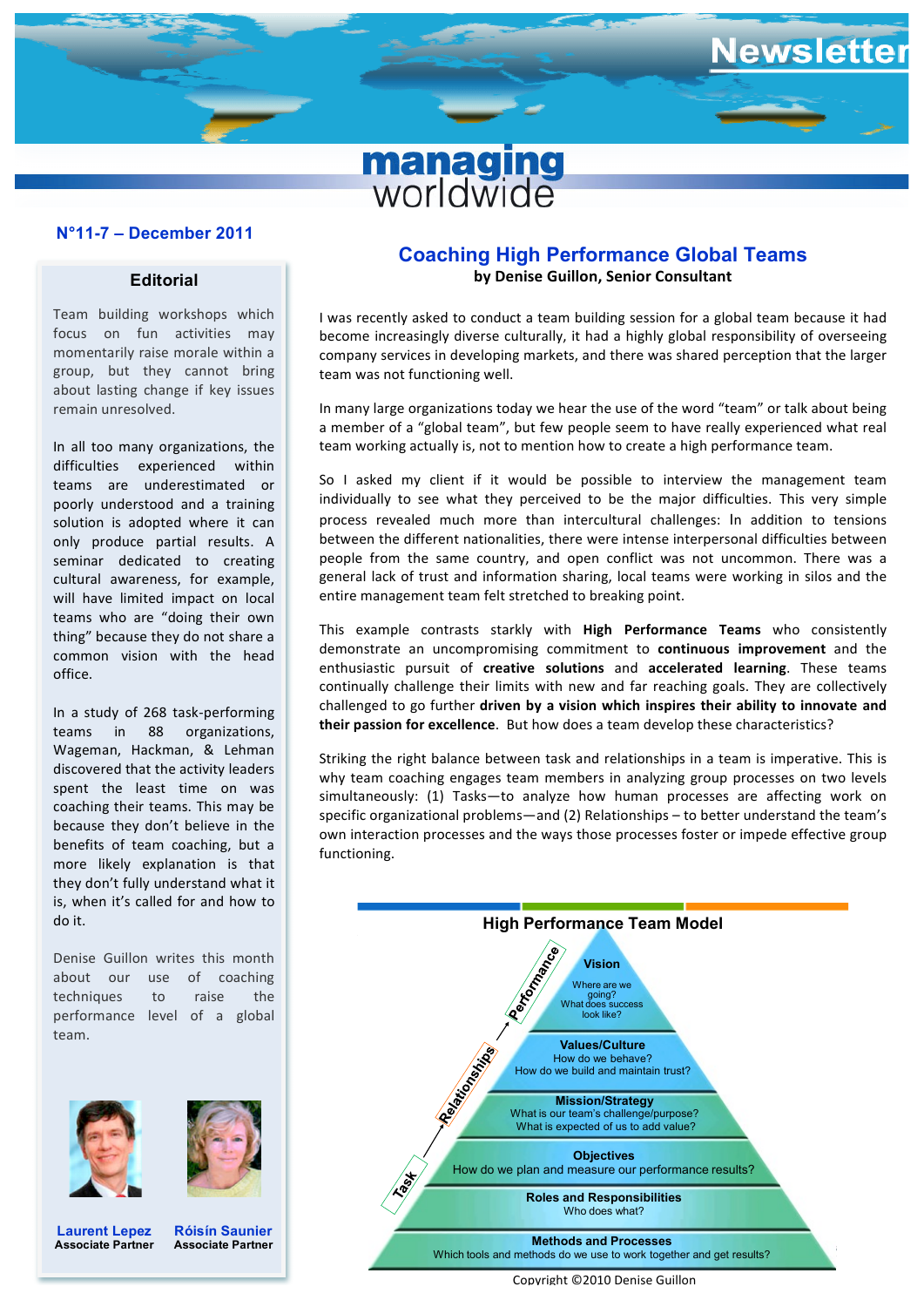# Newsletter

**managing worldwide**

**N°11-7 – December 2011**

## Editorial

Team building workshops which focus on fun activities may momentarily raise morale within a group, but they cannot bring about lasting change if key issues remain unresolved.

In all too many organizations, the difficulties experienced within teams are underestimated or poorly understood and a training solution is adopted where it can only produce partial results. A seminar dedicated to creating cultural awareness, for example, will have limited impact on local teams who are "doing their own thing" because they do not share a common vision with the head office.

In a study of 268 task-performing teams in 88 organizations, Wageman, Hackman, & Lehman discovered that the activity leaders spent the least time on was coaching their teams. This may be because they don't believe in the benefits of team coaching, but a more likely explanation is that they don't fully understand what it is, when it's called for and how to do it.

Denise Guillon writes this month about our use of coaching techniques to raise the performance level of a global team.

**Laurent Lepez**
Associate Partner

**Róisín Saunier**
Associate Partner

## Coaching High Performance Global Teams

**by Denise Guillon, Senior Consultant**

I was recently asked to conduct a team building session for a global team because it had become increasingly diverse culturally, it had a highly global responsibility of overseeing company services in developing markets, and there was shared perception that the larger team was not functioning well.

In many large organizations today we hear the use of the word "team" or talk about being a member of a "global team", but few people seem to have really experienced what real team working actually is, not to mention how to create a high performance team.

So I asked my client if it would be possible to interview the management team individually to see what they perceived to be the major difficulties. This very simple process revealed much more than intercultural challenges: In addition to tensions between the different nationalities, there were intense interpersonal difficulties between people from the same country, and open conflict was not uncommon. There was a general lack of trust and information sharing, local teams were working in silos and the entire management team felt stretched to breaking point.

This example contrasts starkly with **High Performance Teams** who consistently demonstrate an uncompromising commitment to **continuous improvement** and the enthusiastic pursuit of **creative solutions** and **accelerated learning**. These teams continually challenge their limits with new and far reaching goals. They are collectively challenged to go further **driven by a vision which inspires their ability to innovate and their passion for excellence**. But how does a team develop these characteristics?

Striking the right balance between task and relationships in a team is imperative. This is why team coaching engages team members in analyzing group processes on two levels simultaneously: (1) Tasks—to analyze how human processes are affecting work on specific organizational problems—and (2) Relationships – to better understand the team's own interaction processes and the ways those processes foster or impede effective group functioning.

**High Performance Team Model**

(Axis: Task → Relationships → Performance)

- **Vision** – Where are we going? What does success look like?
- **Values/Culture** – How do we behave? How do we build and maintain trust?
- **Mission/Strategy** – What is our team's challenge/purpose? What is expected of us to add value?
- **Objectives** – How do we plan and measure our performance results?
- **Roles and Responsibilities** – Who does what?
- **Methods and Processes** – Which tools and methods do we use to work together and get results?

Copyright ©2010 Denise Guillon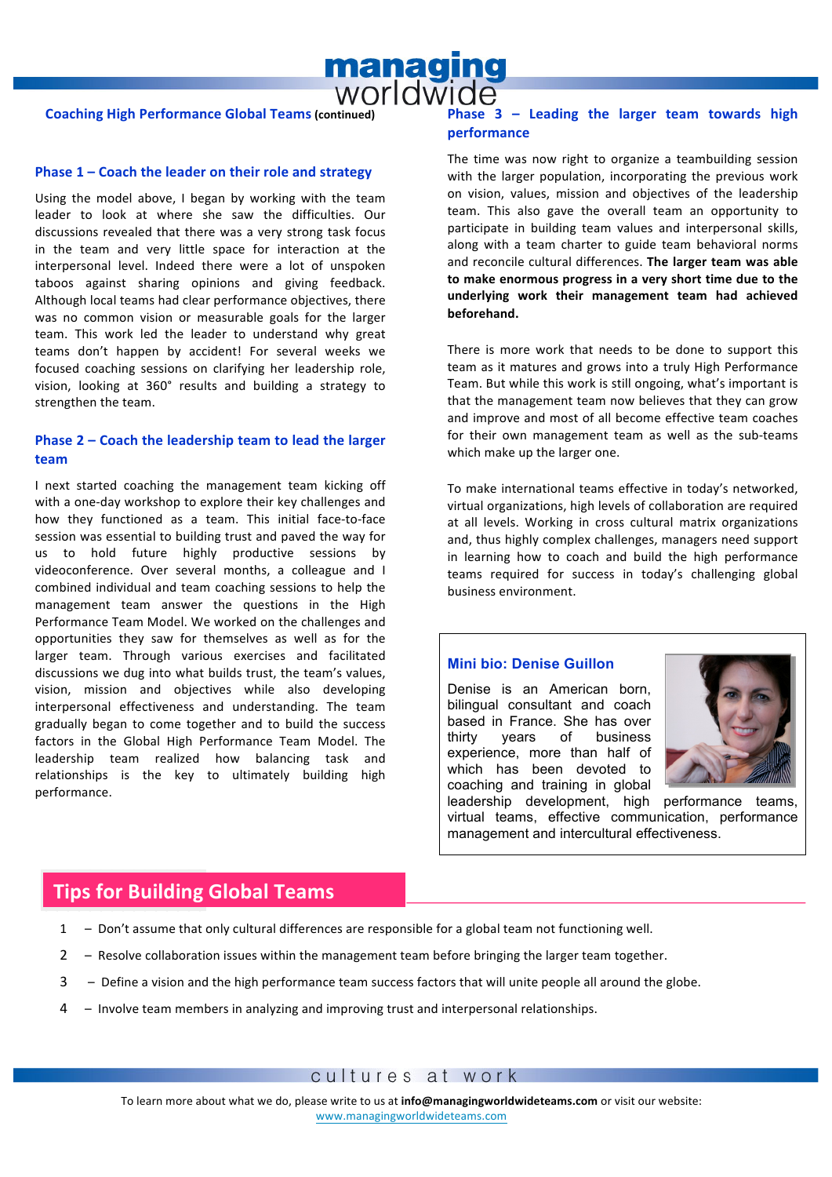Coaching High Performance Global Teams **(continued)**

### Phase 1 – Coach the leader on their role and strategy

Using the model above, I began by working with the team leader to look at where she saw the difficulties. Our discussions revealed that there was a very strong task focus in the team and very little space for interaction at the interpersonal level. Indeed there were a lot of unspoken taboos against sharing opinions and giving feedback. Although local teams had clear performance objectives, there was no common vision or measurable goals for the larger team. This work led the leader to understand why great teams don't happen by accident! For several weeks we focused coaching sessions on clarifying her leadership role, vision, looking at 360° results and building a strategy to strengthen the team.

### Phase 2 – Coach the leadership team to lead the larger team

I next started coaching the management team kicking off with a one-day workshop to explore their key challenges and how they functioned as a team. This initial face-to-face session was essential to building trust and paved the way for us to hold future highly productive sessions by videoconference. Over several months, a colleague and I combined individual and team coaching sessions to help the management team answer the questions in the High Performance Team Model. We worked on the challenges and opportunities they saw for themselves as well as for the larger team. Through various exercises and facilitated discussions we dug into what builds trust, the team's values, vision, mission and objectives while also developing interpersonal effectiveness and understanding. The team gradually began to come together and to build the success factors in the Global High Performance Team Model. The leadership team realized how balancing task and relationships is the key to ultimately building high performance.

### Phase 3 – Leading the larger team towards high performance

The time was now right to organize a teambuilding session with the larger population, incorporating the previous work on vision, values, mission and objectives of the leadership team. This also gave the overall team an opportunity to participate in building team values and interpersonal skills, along with a team charter to guide team behavioral norms and reconcile cultural differences. **The larger team was able to make enormous progress in a very short time due to the underlying work their management team had achieved beforehand.**

There is more work that needs to be done to support this team as it matures and grows into a truly High Performance Team. But while this work is still ongoing, what's important is that the management team now believes that they can grow and improve and most of all become effective team coaches for their own management team as well as the sub-teams which make up the larger one.

To make international teams effective in today's networked, virtual organizations, high levels of collaboration are required at all levels. Working in cross cultural matrix organizations and, thus highly complex challenges, managers need support in learning how to coach and build the high performance teams required for success in today's challenging global business environment.

### Mini bio: Denise Guillon

Denise is an American born, bilingual consultant and coach based in France. She has over thirty years of business experience, more than half of which has been devoted to coaching and training in global leadership development, high performance teams, virtual teams, effective communication, performance management and intercultural effectiveness.

## Tips for Building Global Teams

1 – Don't assume that only cultural differences are responsible for a global team not functioning well.

2 – Resolve collaboration issues within the management team before bringing the larger team together.

3 – Define a vision and the high performance team success factors that will unite people all around the globe.

4 – Involve team members in analyzing and improving trust and interpersonal relationships.

cultures at work

To learn more about what we do, please write to us at **info@managingworldwideteams.com** or visit our website: www.managingworldwideteams.com